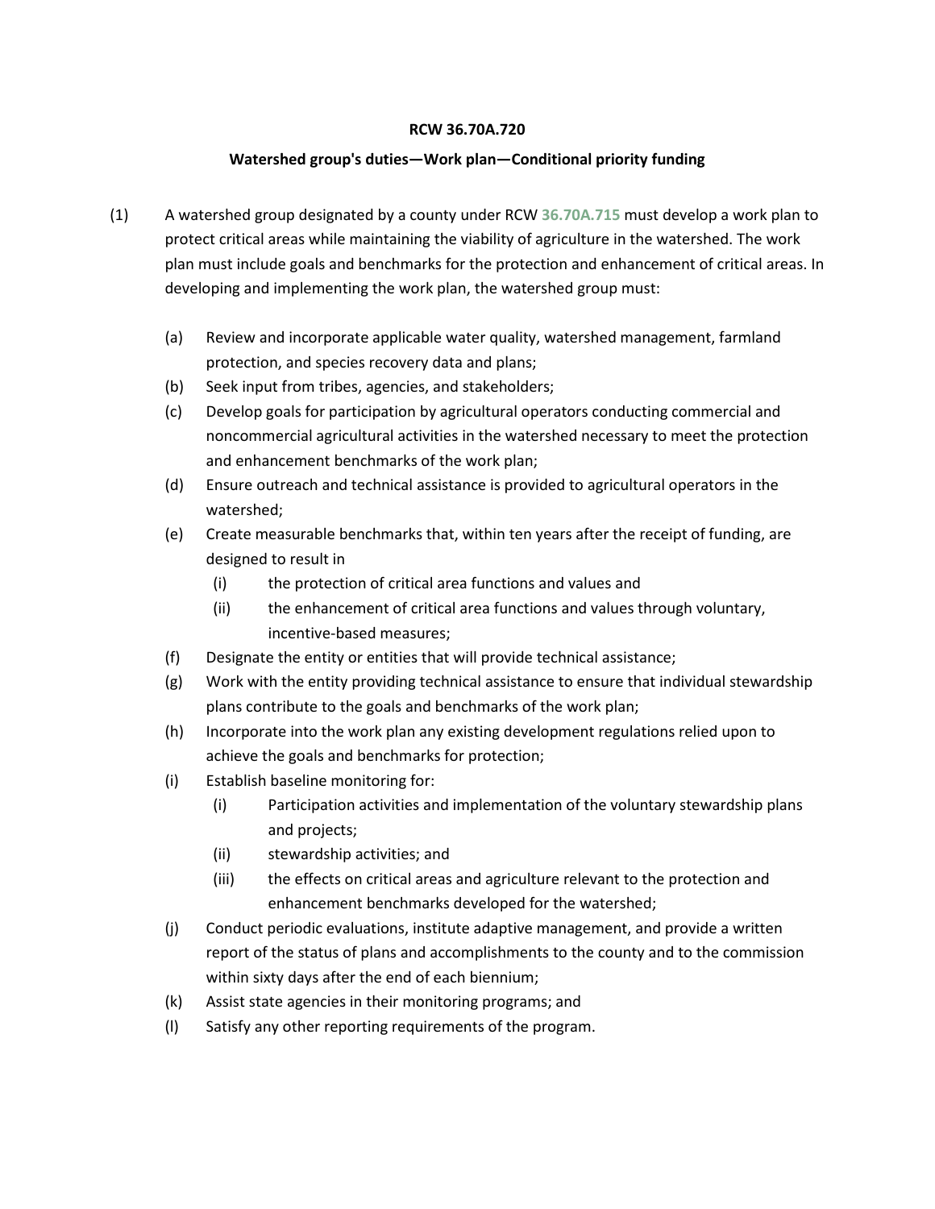**RCW 36.70A.720**

**Watershed group's duties—Work plan—Conditional priority funding**

(1) A watershed group designated by a county under RCW 36.70A.715 must develop a work plan to protect critical areas while maintaining the viability of agriculture in the watershed. The work plan must include goals and benchmarks for the protection and enhancement of critical areas. In developing and implementing the work plan, the watershed group must:

   (a) Review and incorporate applicable water quality, watershed management, farmland protection, and species recovery data and plans;
   (b) Seek input from tribes, agencies, and stakeholders;
   (c) Develop goals for participation by agricultural operators conducting commercial and noncommercial agricultural activities in the watershed necessary to meet the protection and enhancement benchmarks of the work plan;
   (d) Ensure outreach and technical assistance is provided to agricultural operators in the watershed;
   (e) Create measurable benchmarks that, within ten years after the receipt of funding, are designed to result in
      (i) the protection of critical area functions and values and
      (ii) the enhancement of critical area functions and values through voluntary, incentive-based measures;
   (f) Designate the entity or entities that will provide technical assistance;
   (g) Work with the entity providing technical assistance to ensure that individual stewardship plans contribute to the goals and benchmarks of the work plan;
   (h) Incorporate into the work plan any existing development regulations relied upon to achieve the goals and benchmarks for protection;
   (i) Establish baseline monitoring for:
      (i) Participation activities and implementation of the voluntary stewardship plans and projects;
      (ii) stewardship activities; and
      (iii) the effects on critical areas and agriculture relevant to the protection and enhancement benchmarks developed for the watershed;
   (j) Conduct periodic evaluations, institute adaptive management, and provide a written report of the status of plans and accomplishments to the county and to the commission within sixty days after the end of each biennium;
   (k) Assist state agencies in their monitoring programs; and
   (l) Satisfy any other reporting requirements of the program.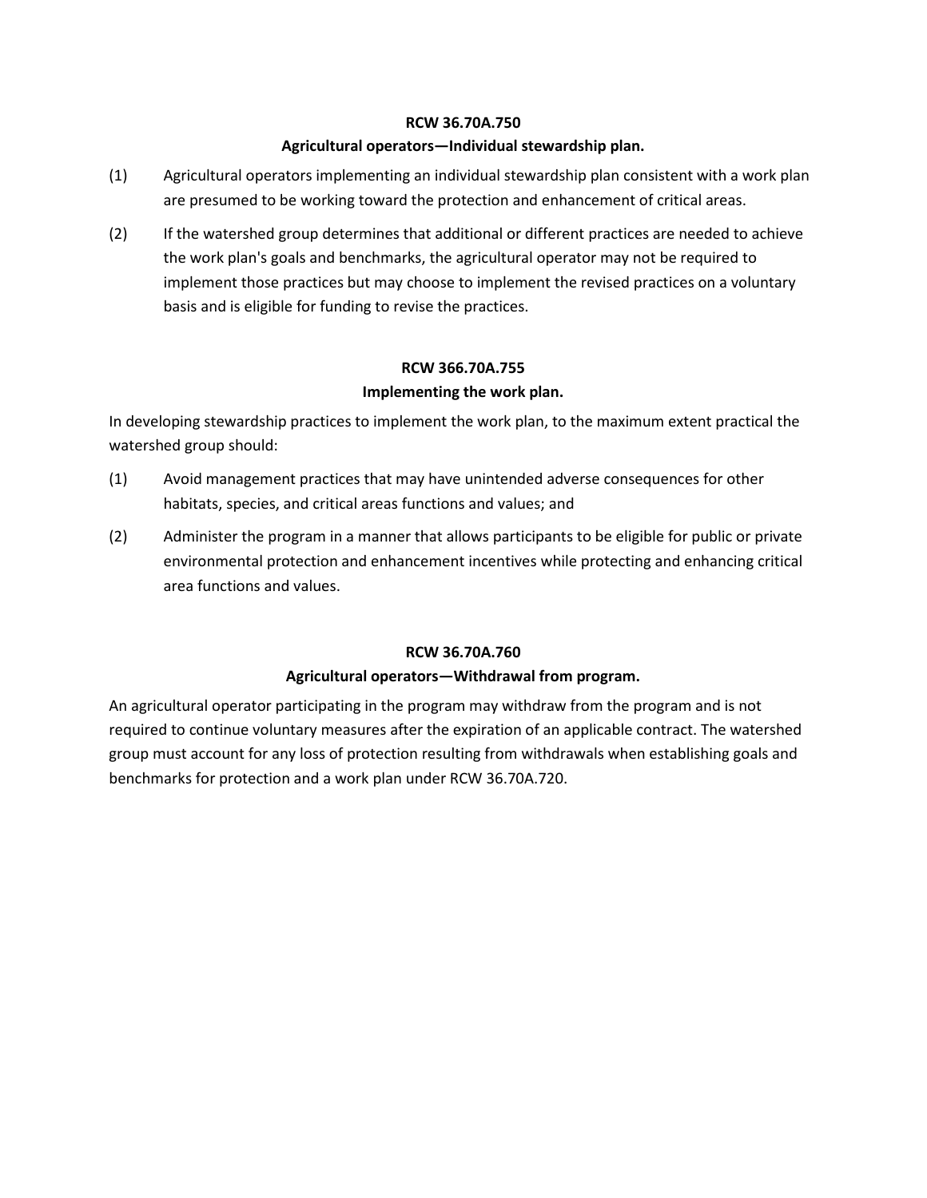**RCW 36.70A.750**

**Agricultural operators—Individual stewardship plan.**

(1) Agricultural operators implementing an individual stewardship plan consistent with a work plan are presumed to be working toward the protection and enhancement of critical areas.

(2) If the watershed group determines that additional or different practices are needed to achieve the work plan's goals and benchmarks, the agricultural operator may not be required to implement those practices but may choose to implement the revised practices on a voluntary basis and is eligible for funding to revise the practices.

**RCW 366.70A.755**

**Implementing the work plan.**

In developing stewardship practices to implement the work plan, to the maximum extent practical the watershed group should:

(1) Avoid management practices that may have unintended adverse consequences for other habitats, species, and critical areas functions and values; and

(2) Administer the program in a manner that allows participants to be eligible for public or private environmental protection and enhancement incentives while protecting and enhancing critical area functions and values.

**RCW 36.70A.760**

**Agricultural operators—Withdrawal from program.**

An agricultural operator participating in the program may withdraw from the program and is not required to continue voluntary measures after the expiration of an applicable contract. The watershed group must account for any loss of protection resulting from withdrawals when establishing goals and benchmarks for protection and a work plan under RCW 36.70A.720.